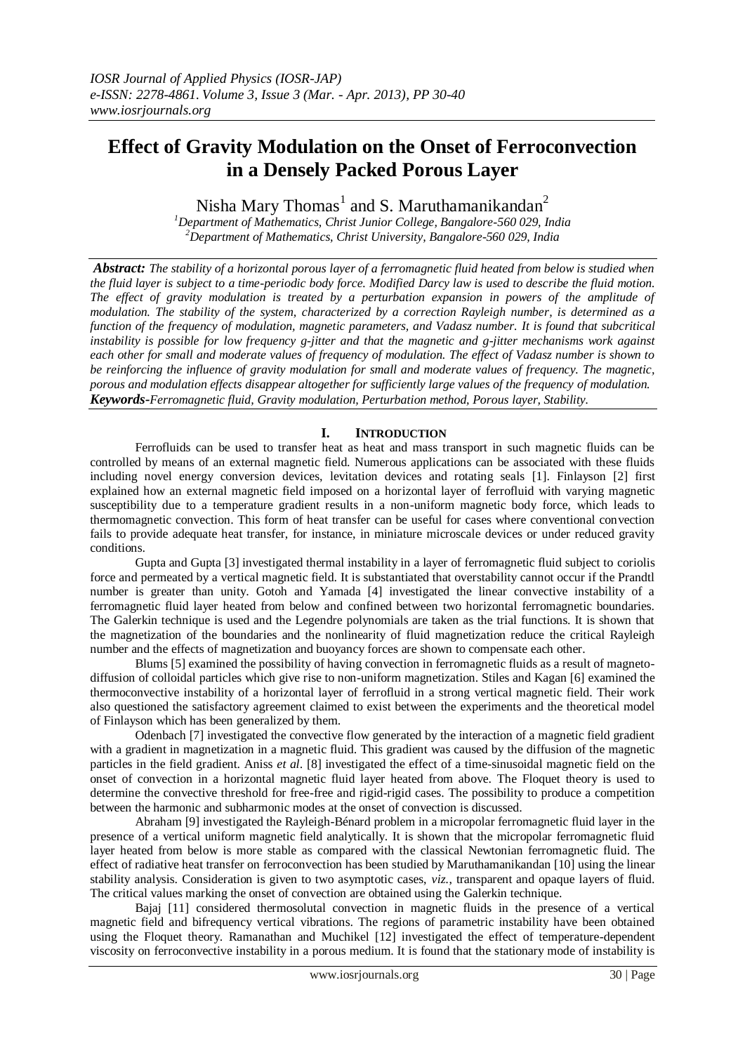# Effect of Gravity Modulation on the Onset of Ferroconvection in a Densely Packed Porous Layer

Nisha Mary Thomas[1] and S. Maruthamanikandan[2]

[1]*Department of Mathematics, Christ Junior College, Bangalore-560 029, India*
[2]*Department of Mathematics, Christ University, Bangalore-560 029, India*

***Abstract:*** *The stability of a horizontal porous layer of a ferromagnetic fluid heated from below is studied when the fluid layer is subject to a time-periodic body force. Modified Darcy law is used to describe the fluid motion. The effect of gravity modulation is treated by a perturbation expansion in powers of the amplitude of modulation. The stability of the system, characterized by a correction Rayleigh number, is determined as a function of the frequency of modulation, magnetic parameters, and Vadasz number. It is found that subcritical instability is possible for low frequency g-jitter and that the magnetic and g-jitter mechanisms work against each other for small and moderate values of frequency of modulation. The effect of Vadasz number is shown to be reinforcing the influence of gravity modulation for small and moderate values of frequency. The magnetic, porous and modulation effects disappear altogether for sufficiently large values of the frequency of modulation.*

***Keywords-*** *Ferromagnetic fluid, Gravity modulation, Perturbation method, Porous layer, Stability.*

## I. INTRODUCTION

Ferrofluids can be used to transfer heat as heat and mass transport in such magnetic fluids can be controlled by means of an external magnetic field. Numerous applications can be associated with these fluids including novel energy conversion devices, levitation devices and rotating seals [1]. Finlayson [2] first explained how an external magnetic field imposed on a horizontal layer of ferrofluid with varying magnetic susceptibility due to a temperature gradient results in a non-uniform magnetic body force, which leads to thermomagnetic convection. This form of heat transfer can be useful for cases where conventional convection fails to provide adequate heat transfer, for instance, in miniature microscale devices or under reduced gravity conditions.

Gupta and Gupta [3] investigated thermal instability in a layer of ferromagnetic fluid subject to coriolis force and permeated by a vertical magnetic field. It is substantiated that overstability cannot occur if the Prandtl number is greater than unity. Gotoh and Yamada [4] investigated the linear convective instability of a ferromagnetic fluid layer heated from below and confined between two horizontal ferromagnetic boundaries. The Galerkin technique is used and the Legendre polynomials are taken as the trial functions. It is shown that the magnetization of the boundaries and the nonlinearity of fluid magnetization reduce the critical Rayleigh number and the effects of magnetization and buoyancy forces are shown to compensate each other.

Blums [5] examined the possibility of having convection in ferromagnetic fluids as a result of magneto-diffusion of colloidal particles which give rise to non-uniform magnetization. Stiles and Kagan [6] examined the thermoconvective instability of a horizontal layer of ferrofluid in a strong vertical magnetic field. Their work also questioned the satisfactory agreement claimed to exist between the experiments and the theoretical model of Finlayson which has been generalized by them.

Odenbach [7] investigated the convective flow generated by the interaction of a magnetic field gradient with a gradient in magnetization in a magnetic fluid. This gradient was caused by the diffusion of the magnetic particles in the field gradient. Aniss *et al*. [8] investigated the effect of a time-sinusoidal magnetic field on the onset of convection in a horizontal magnetic fluid layer heated from above. The Floquet theory is used to determine the convective threshold for free-free and rigid-rigid cases. The possibility to produce a competition between the harmonic and subharmonic modes at the onset of convection is discussed.

Abraham [9] investigated the Rayleigh-Bénard problem in a micropolar ferromagnetic fluid layer in the presence of a vertical uniform magnetic field analytically. It is shown that the micropolar ferromagnetic fluid layer heated from below is more stable as compared with the classical Newtonian ferromagnetic fluid. The effect of radiative heat transfer on ferroconvection has been studied by Maruthamanikandan [10] using the linear stability analysis. Consideration is given to two asymptotic cases, *viz.*, transparent and opaque layers of fluid. The critical values marking the onset of convection are obtained using the Galerkin technique.

Bajaj [11] considered thermosolutal convection in magnetic fluids in the presence of a vertical magnetic field and bifrequency vertical vibrations. The regions of parametric instability have been obtained using the Floquet theory. Ramanathan and Muchikel [12] investigated the effect of temperature-dependent viscosity on ferroconvective instability in a porous medium. It is found that the stationary mode of instability is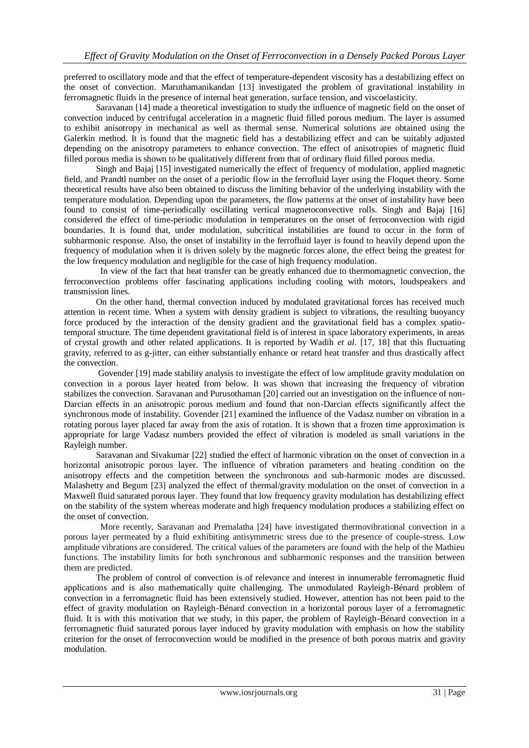preferred to oscillatory mode and that the effect of temperature-dependent viscosity has a destabilizing effect on the onset of convection. Maruthamanikandan [13] investigated the problem of gravitational instability in ferromagnetic fluids in the presence of internal heat generation, surface tension, and viscoelasticity.

Saravanan [14] made a theoretical investigation to study the influence of magnetic field on the onset of convection induced by centrifugal acceleration in a magnetic fluid filled porous medium. The layer is assumed to exhibit anisotropy in mechanical as well as thermal sense. Numerical solutions are obtained using the Galerkin method. It is found that the magnetic field has a destabilizing effect and can be suitably adjusted depending on the anisotropy parameters to enhance convection. The effect of anisotropies of magnetic fluid filled porous media is shown to be qualitatively different from that of ordinary fluid filled porous media.

Singh and Bajaj [15] investigated numerically the effect of frequency of modulation, applied magnetic field, and Prandtl number on the onset of a periodic flow in the ferrofluid layer using the Floquet theory. Some theoretical results have also been obtained to discuss the limiting behavior of the underlying instability with the temperature modulation. Depending upon the parameters, the flow patterns at the onset of instability have been found to consist of time-periodically oscillating vertical magnetoconvective rolls. Singh and Bajaj [16] considered the effect of time-periodic modulation in temperatures on the onset of ferroconvection with rigid boundaries. It is found that, under modulation, subcritical instabilities are found to occur in the form of subharmonic response. Also, the onset of instability in the ferrofluid layer is found to heavily depend upon the frequency of modulation when it is driven solely by the magnetic forces alone, the effect being the greatest for the low frequency modulation and negligible for the case of high frequency modulation.

In view of the fact that heat transfer can be greatly enhanced due to thermomagnetic convection, the ferroconvection problems offer fascinating applications including cooling with motors, loudspeakers and transmission lines.

On the other hand, thermal convection induced by modulated gravitational forces has received much attention in recent time. When a system with density gradient is subject to vibrations, the resulting buoyancy force produced by the interaction of the density gradient and the gravitational field has a complex spatio-temporal structure. The time dependent gravitational field is of interest in space laboratory experiments, in areas of crystal growth and other related applications. It is reported by Wadih *et al*. [17, 18] that this fluctuating gravity, referred to as g-jitter, can either substantially enhance or retard heat transfer and thus drastically affect the convection.

Govender [19] made stability analysis to investigate the effect of low amplitude gravity modulation on convection in a porous layer heated from below. It was shown that increasing the frequency of vibration stabilizes the convection. Saravanan and Purusothaman [20] carried out an investigation on the influence of non-Darcian effects in an anisotropic porous medium and found that non-Darcian effects significantly affect the synchronous mode of instability. Govender [21] examined the influence of the Vadasz number on vibration in a rotating porous layer placed far away from the axis of rotation. It is shown that a frozen time approximation is appropriate for large Vadasz numbers provided the effect of vibration is modeled as small variations in the Rayleigh number.

Saravanan and Sivakumar [22] studied the effect of harmonic vibration on the onset of convection in a horizontal anisotropic porous layer. The influence of vibration parameters and heating condition on the anisotropy effects and the competition between the synchronous and sub-harmonic modes are discussed. Malashetty and Begum [23] analyzed the effect of thermal/gravity modulation on the onset of convection in a Maxwell fluid saturated porous layer. They found that low frequency gravity modulation has destabilizing effect on the stability of the system whereas moderate and high frequency modulation produces a stabilizing effect on the onset of convection.

More recently, Saravanan and Premalatha [24] have investigated thermovibrational convection in a porous layer permeated by a fluid exhibiting antisymmetric stress due to the presence of couple-stress. Low amplitude vibrations are considered. The critical values of the parameters are found with the help of the Mathieu functions. The instability limits for both synchronous and subharmonic responses and the transition between them are predicted.

The problem of control of convection is of relevance and interest in innumerable ferromagnetic fluid applications and is also mathematically quite challenging. The unmodulated Rayleigh-Bénard problem of convection in a ferromagnetic fluid has been extensively studied. However, attention has not been paid to the effect of gravity modulation on Rayleigh-Bénard convection in a horizontal porous layer of a ferromagnetic fluid. It is with this motivation that we study, in this paper, the problem of Rayleigh-Bénard convection in a ferromagnetic fluid saturated porous layer induced by gravity modulation with emphasis on how the stability criterion for the onset of ferroconvection would be modified in the presence of both porous matrix and gravity modulation.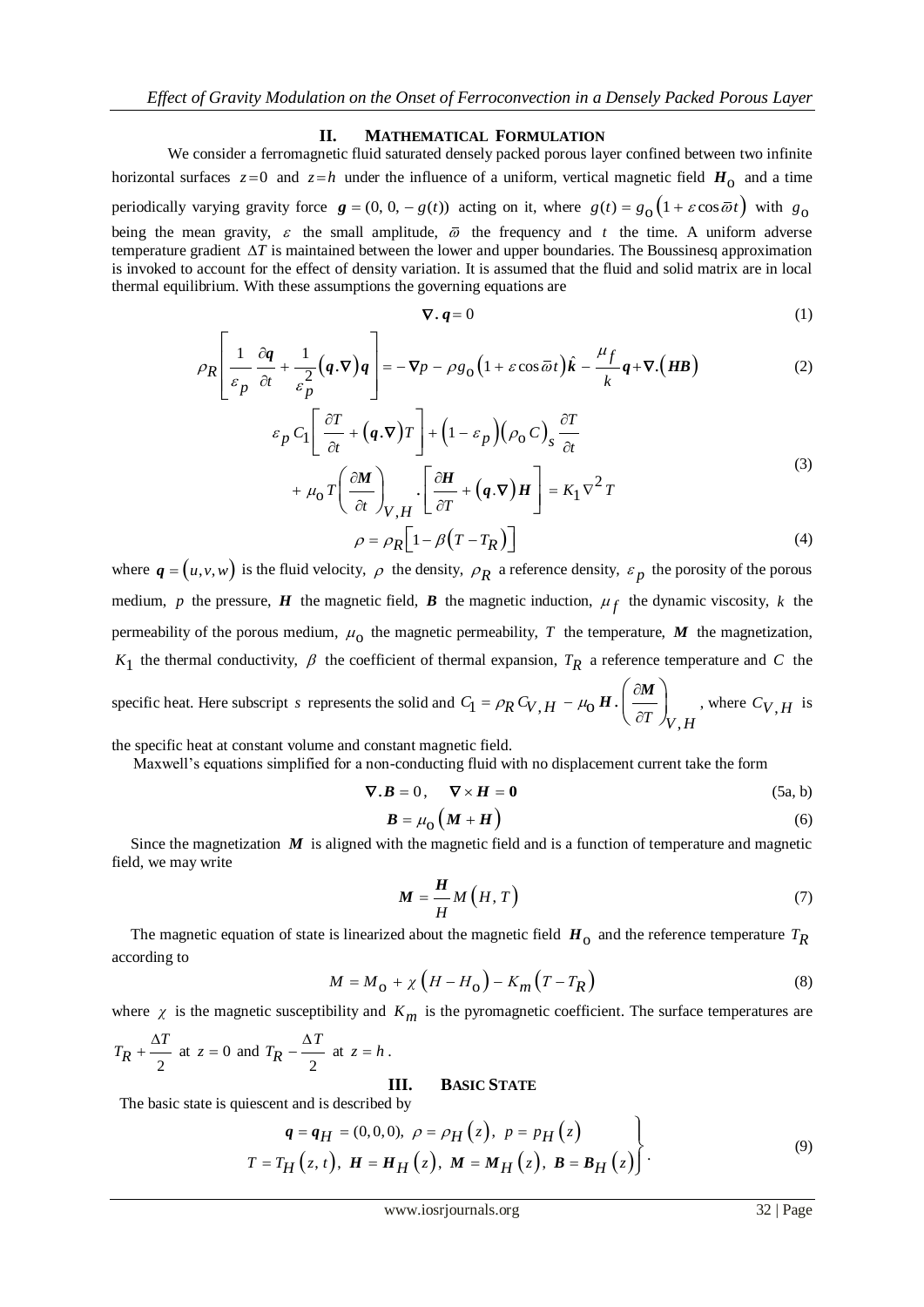## II. MATHEMATICAL FORMULATION

We consider a ferromagnetic fluid saturated densely packed porous layer confined between two infinite horizontal surfaces $z=0$ and $z=h$ under the influence of a uniform, vertical magnetic field $\boldsymbol{H}_0$ and a time periodically varying gravity force $\boldsymbol{g}=(0,0,-g(t))$ acting on it, where $g(t)=g_0\left(1+\varepsilon\cos\varpi t\right)$ with $g_0$ being the mean gravity, $\varepsilon$ the small amplitude, $\varpi$ the frequency and $t$ the time. A uniform adverse temperature gradient $\Delta T$ is maintained between the lower and upper boundaries. The Boussinesq approximation is invoked to account for the effect of density variation. It is assumed that the fluid and solid matrix are in local thermal equilibrium. With these assumptions the governing equations are

$$\nabla\cdot\boldsymbol{q}=0 \tag{1}$$

$$\rho_R\left[\frac{1}{\varepsilon_p}\frac{\partial \boldsymbol{q}}{\partial t}+\frac{1}{\varepsilon_p^2}\left(\boldsymbol{q}\cdot\nabla\right)\boldsymbol{q}\right]=-\nabla p-\rho g_0\left(1+\varepsilon\cos\varpi t\right)\hat{\boldsymbol{k}}-\frac{\mu_f}{k}\boldsymbol{q}+\nabla\cdot\left(\boldsymbol{HB}\right) \tag{2}$$

$$\begin{aligned}\varepsilon_p C_1\left[\frac{\partial T}{\partial t}+\left(\boldsymbol{q}\cdot\nabla\right)T\right]&+\left(1-\varepsilon_p\right)\left(\rho_0 C\right)_s\frac{\partial T}{\partial t}\\ &+\mu_0 T\left(\frac{\partial \boldsymbol{M}}{\partial t}\right)_{V,H}\cdot\left[\frac{\partial \boldsymbol{H}}{\partial T}+\left(\boldsymbol{q}\cdot\nabla\right)\boldsymbol{H}\right]=K_1\nabla^2 T\end{aligned} \tag{3}$$

$$\rho=\rho_R\left[1-\beta\left(T-T_R\right)\right] \tag{4}$$

where $\boldsymbol{q}=(u,v,w)$ is the fluid velocity, $\rho$ the density, $\rho_R$ a reference density, $\varepsilon_p$ the porosity of the porous medium, $p$ the pressure, $\boldsymbol{H}$ the magnetic field, $\boldsymbol{B}$ the magnetic induction, $\mu_f$ the dynamic viscosity, $k$ the permeability of the porous medium, $\mu_0$ the magnetic permeability, $T$ the temperature, $\boldsymbol{M}$ the magnetization, $K_1$ the thermal conductivity, $\beta$ the coefficient of thermal expansion, $T_R$ a reference temperature and $C$ the specific heat. Here subscript $s$ represents the solid and $C_1=\rho_R C_{V,H}-\mu_0\boldsymbol{H}\cdot\left(\frac{\partial \boldsymbol{M}}{\partial T}\right)_{V,H}$, where $C_{V,H}$ is the specific heat at constant volume and constant magnetic field.

Maxwell's equations simplified for a non-conducting fluid with no displacement current take the form

$$\nabla\cdot\boldsymbol{B}=0,\quad \nabla\times\boldsymbol{H}=\boldsymbol{0} \tag{5a, b}$$

$$\boldsymbol{B}=\mu_0\left(\boldsymbol{M}+\boldsymbol{H}\right) \tag{6}$$

Since the magnetization $\boldsymbol{M}$ is aligned with the magnetic field and is a function of temperature and magnetic field, we may write

$$\boldsymbol{M}=\frac{\boldsymbol{H}}{H}M\left(H,T\right) \tag{7}$$

The magnetic equation of state is linearized about the magnetic field $\boldsymbol{H}_0$ and the reference temperature $T_R$ according to

$$M=M_0+\chi\left(H-H_0\right)-K_m\left(T-T_R\right) \tag{8}$$

where $\chi$ is the magnetic susceptibility and $K_m$ is the pyromagnetic coefficient. The surface temperatures are $T_R+\frac{\Delta T}{2}$ at $z=0$ and $T_R-\frac{\Delta T}{2}$ at $z=h$.

## III. BASIC STATE

The basic state is quiescent and is described by

$$\left.\begin{aligned}&\boldsymbol{q}=\boldsymbol{q}_H=(0,0,0),\ \rho=\rho_H\left(z\right),\ p=p_H\left(z\right)\\ &T=T_H\left(z,t\right),\ \boldsymbol{H}=\boldsymbol{H}_H\left(z\right),\ \boldsymbol{M}=\boldsymbol{M}_H\left(z\right),\ \boldsymbol{B}=\boldsymbol{B}_H\left(z\right)\end{aligned}\right\}. \tag{9}$$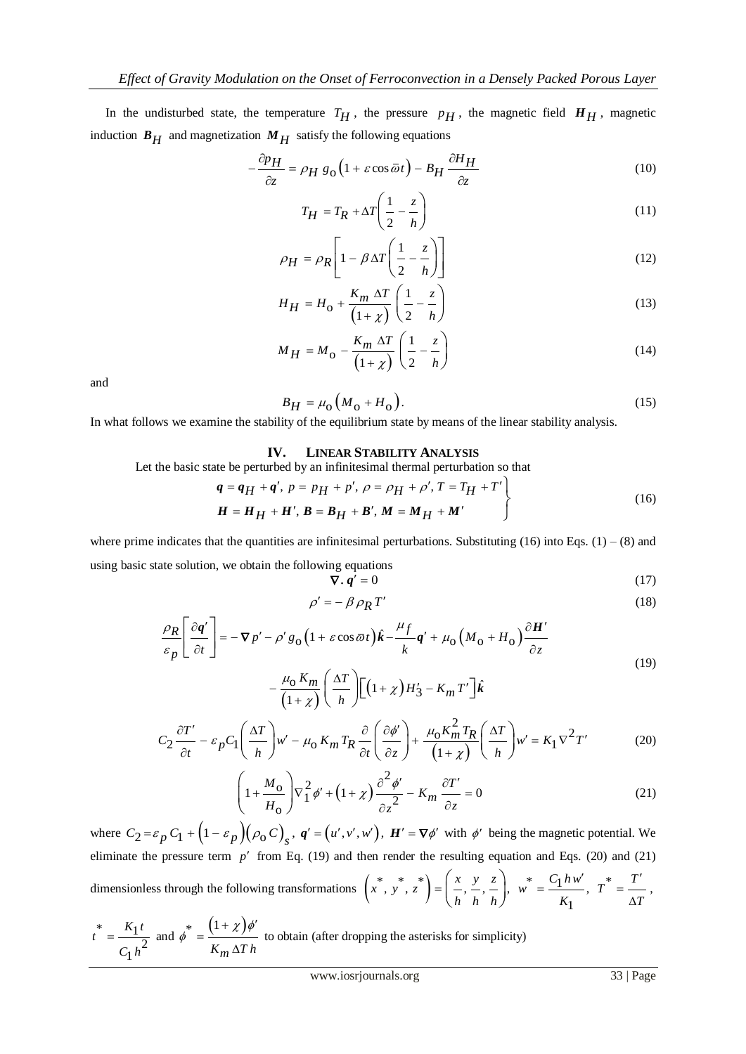In the undisturbed state, the temperature $T_H$, the pressure $p_H$, the magnetic field $\boldsymbol{H}_H$, magnetic induction $\boldsymbol{B}_H$ and magnetization $\boldsymbol{M}_H$ satisfy the following equations

$$-\frac{\partial p_H}{\partial z} = \rho_H\, g_0 \left(1 + \varepsilon \cos \bar{\omega} t\right) - B_H \frac{\partial H_H}{\partial z} \tag{10}$$

$$T_H = T_R + \Delta T\left(\frac{1}{2} - \frac{z}{h}\right) \tag{11}$$

$$\rho_H = \rho_R\left[1 - \beta\,\Delta T\left(\frac{1}{2} - \frac{z}{h}\right)\right] \tag{12}$$

$$H_H = H_0 + \frac{K_m\,\Delta T}{\left(1+\chi\right)}\left(\frac{1}{2} - \frac{z}{h}\right) \tag{13}$$

$$M_H = M_0 - \frac{K_m\,\Delta T}{\left(1+\chi\right)}\left(\frac{1}{2} - \frac{z}{h}\right) \tag{14}$$

and

$$B_H = \mu_0\left(M_0 + H_0\right). \tag{15}$$

In what follows we examine the stability of the equilibrium state by means of the linear stability analysis.

## IV. Linear Stability Analysis

Let the basic state be perturbed by an infinitesimal thermal perturbation so that

$$\left.\begin{aligned} &\boldsymbol{q} = \boldsymbol{q}_H + \boldsymbol{q}',\; p = p_H + p',\; \rho = \rho_H + \rho',\; T = T_H + T' \\ &\boldsymbol{H} = \boldsymbol{H}_H + \boldsymbol{H}',\; \boldsymbol{B} = \boldsymbol{B}_H + \boldsymbol{B}',\; \boldsymbol{M} = \boldsymbol{M}_H + \boldsymbol{M}' \end{aligned}\right\} \tag{16}$$

where prime indicates that the quantities are infinitesimal perturbations. Substituting (16) into Eqs. (1) – (8) and using basic state solution, we obtain the following equations

$$\nabla\cdot\boldsymbol{q}' = 0 \tag{17}$$

$$\rho' = -\beta\,\rho_R\,T' \tag{18}$$

$$\begin{aligned}\frac{\rho_R}{\varepsilon_p}\left[\frac{\partial \boldsymbol{q}'}{\partial t}\right] = &-\nabla p' - \rho' g_0\left(1 + \varepsilon\cos\bar{\omega}t\right)\hat{\boldsymbol{k}} - \frac{\mu_f}{k}\boldsymbol{q}' + \mu_0\left(M_0 + H_0\right)\frac{\partial \boldsymbol{H}'}{\partial z} \\ &- \frac{\mu_0 K_m}{\left(1+\chi\right)}\left(\frac{\Delta T}{h}\right)\left[\left(1+\chi\right)H_3' - K_m T'\right]\hat{\boldsymbol{k}}\end{aligned} \tag{19}$$

$$C_2\frac{\partial T'}{\partial t} - \varepsilon_p C_1\left(\frac{\Delta T}{h}\right)w' - \mu_0 K_m T_R\frac{\partial}{\partial t}\left(\frac{\partial \phi'}{\partial z}\right) + \frac{\mu_0 K_m^2 T_R}{\left(1+\chi\right)}\left(\frac{\Delta T}{h}\right)w' = K_1\nabla^2 T' \tag{20}$$

$$\left(1 + \frac{M_0}{H_0}\right)\nabla_1^2\phi' + \left(1+\chi\right)\frac{\partial^2 \phi'}{\partial z^2} - K_m\frac{\partial T'}{\partial z} = 0 \tag{21}$$

where $C_2 = \varepsilon_p C_1 + \left(1-\varepsilon_p\right)\left(\rho_0 C\right)_s$, $\boldsymbol{q}' = \left(u', v', w'\right)$, $\boldsymbol{H}' = \nabla\phi'$ with $\phi'$ being the magnetic potential. We eliminate the pressure term $p'$ from Eq. (19) and then render the resulting equation and Eqs. (20) and (21) dimensionless through the following transformations $\left(x^*, y^*, z^*\right) = \left(\frac{x}{h}, \frac{y}{h}, \frac{z}{h}\right)$, $w^* = \frac{C_1 h w'}{K_1}$, $T^* = \frac{T'}{\Delta T}$, $t^* = \frac{K_1 t}{C_1 h^2}$ and $\phi^* = \frac{\left(1+\chi\right)\phi'}{K_m\,\Delta T\,h}$ to obtain (after dropping the asterisks for simplicity)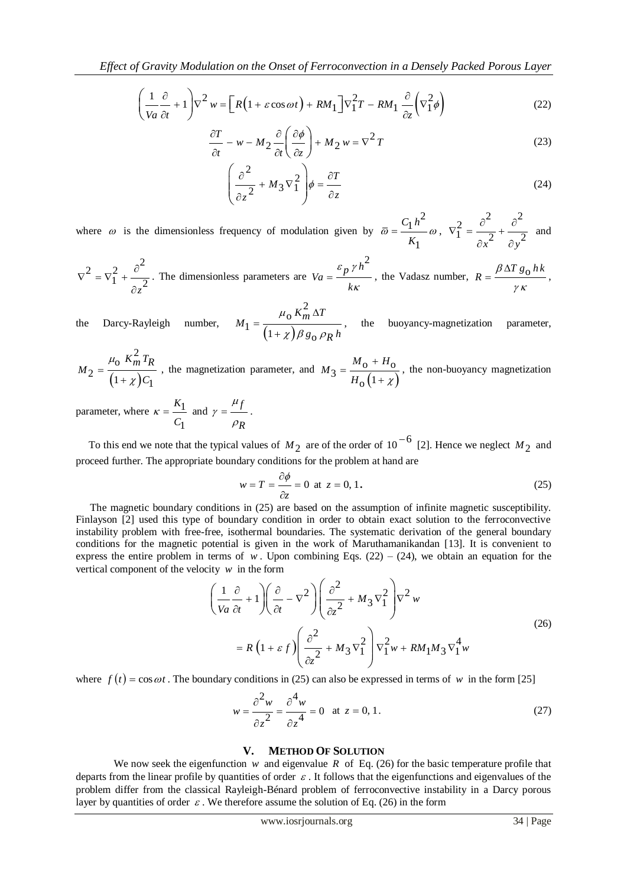$$\left(\frac{1}{Va}\frac{\partial}{\partial t}+1\right)\nabla^2 w=\left[R\left(1+\varepsilon\cos\omega t\right)+RM_1\right]\nabla_1^2 T-RM_1\frac{\partial}{\partial z}\left(\nabla_1^2\phi\right) \tag{22}$$

$$\frac{\partial T}{\partial t}-w-M_2\frac{\partial}{\partial t}\left(\frac{\partial\phi}{\partial z}\right)+M_2 w=\nabla^2 T \tag{23}$$

$$\left(\frac{\partial^2}{\partial z^2}+M_3\nabla_1^2\right)\phi=\frac{\partial T}{\partial z} \tag{24}$$

where $\omega$ is the dimensionless frequency of modulation given by $\bar{\omega}=\dfrac{C_1 h^2}{K_1}\omega$, $\nabla_1^2=\dfrac{\partial^2}{\partial x^2}+\dfrac{\partial^2}{\partial y^2}$ and $\nabla^2=\nabla_1^2+\dfrac{\partial^2}{\partial z^2}$. The dimensionless parameters are $Va=\dfrac{\varepsilon_p\gamma h^2}{k\kappa}$, the Vadasz number, $R=\dfrac{\beta\Delta T g_0 hk}{\gamma\kappa}$, the Darcy-Rayleigh number, $M_1=\dfrac{\mu_0 K_m^2\Delta T}{\left(1+\chi\right)\beta g_0\rho_R h}$, the buoyancy-magnetization parameter, $M_2=\dfrac{\mu_0 K_m^2 T_R}{\left(1+\chi\right)C_1}$, the magnetization parameter, and $M_3=\dfrac{M_0+H_0}{H_0\left(1+\chi\right)}$, the non-buoyancy magnetization parameter, where $\kappa=\dfrac{K_1}{C_1}$ and $\gamma=\dfrac{\mu_f}{\rho_R}$.

To this end we note that the typical values of $M_2$ are of the order of $10^{-6}$ [2]. Hence we neglect $M_2$ and proceed further. The appropriate boundary conditions for the problem at hand are

$$w=T=\frac{\partial\phi}{\partial z}=0 \text{ at } z=0,1. \tag{25}$$

The magnetic boundary conditions in (25) are based on the assumption of infinite magnetic susceptibility. Finlayson [2] used this type of boundary condition in order to obtain exact solution to the ferroconvective instability problem with free-free, isothermal boundaries. The systematic derivation of the general boundary conditions for the magnetic potential is given in the work of Maruthamanikandan [13]. It is convenient to express the entire problem in terms of $w$. Upon combining Eqs. (22) – (24), we obtain an equation for the vertical component of the velocity $w$ in the form

$$\begin{aligned}&\left(\frac{1}{Va}\frac{\partial}{\partial t}+1\right)\left(\frac{\partial}{\partial t}-\nabla^2\right)\left(\frac{\partial^2}{\partial z^2}+M_3\nabla_1^2\right)\nabla^2 w\\&=R\left(1+\varepsilon f\right)\left(\frac{\partial^2}{\partial z^2}+M_3\nabla_1^2\right)\nabla_1^2 w+RM_1M_3\nabla_1^4 w\end{aligned} \tag{26}$$

where $f(t)=\cos\omega t$. The boundary conditions in (25) can also be expressed in terms of $w$ in the form [25]

$$w=\frac{\partial^2 w}{\partial z^2}=\frac{\partial^4 w}{\partial z^4}=0 \quad \text{at } z=0,1. \tag{27}$$

## V. METHOD OF SOLUTION

We now seek the eigenfunction $w$ and eigenvalue $R$ of Eq. (26) for the basic temperature profile that departs from the linear profile by quantities of order $\varepsilon$. It follows that the eigenfunctions and eigenvalues of the problem differ from the classical Rayleigh-Bénard problem of ferroconvective instability in a Darcy porous layer by quantities of order $\varepsilon$. We therefore assume the solution of Eq. (26) in the form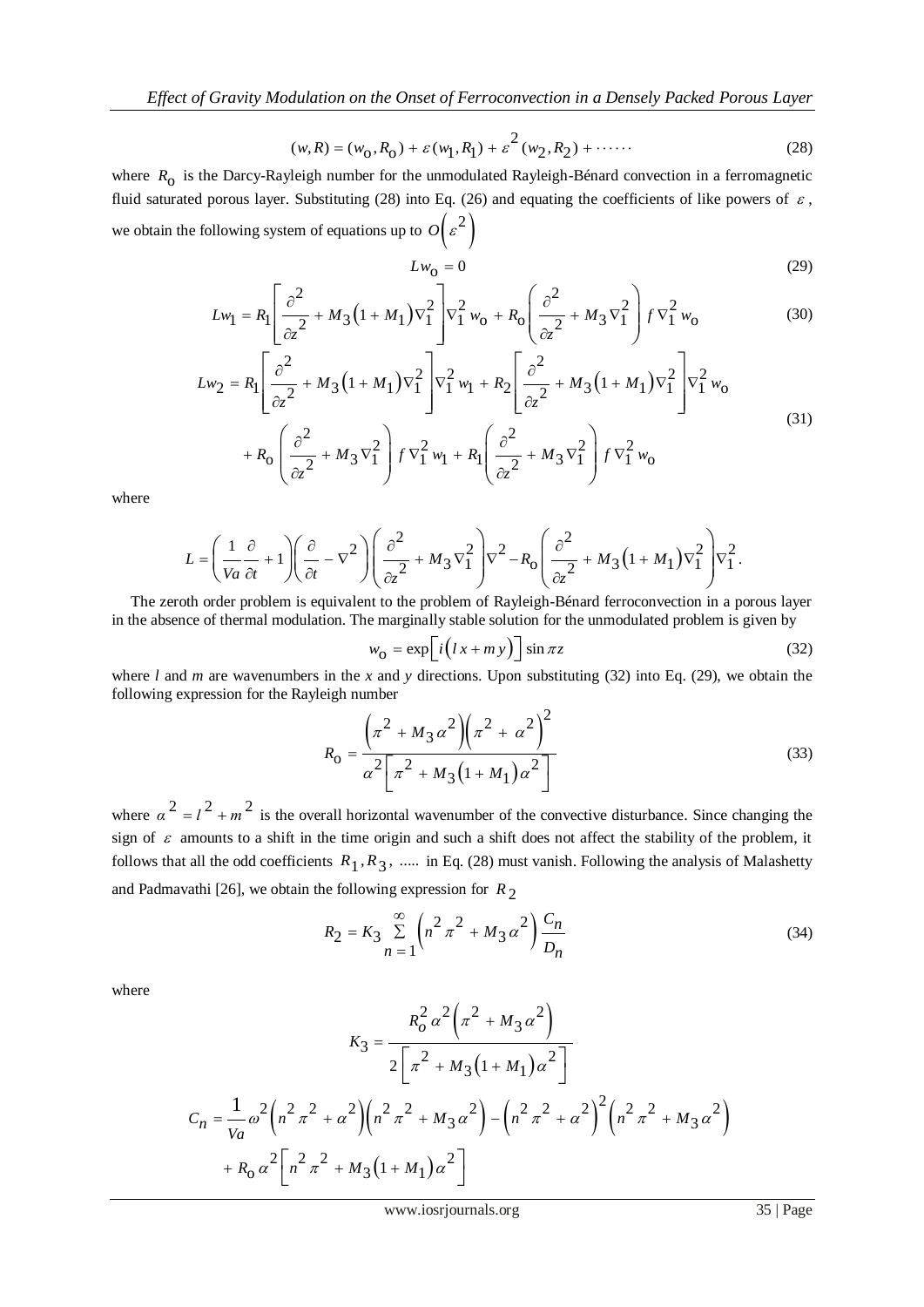$$(w, R) = (w_0, R_0) + \varepsilon (w_1, R_1) + \varepsilon^2 (w_2, R_2) + \cdots\cdots \tag{28}$$

where $R_0$ is the Darcy-Rayleigh number for the unmodulated Rayleigh-Bénard convection in a ferromagnetic fluid saturated porous layer. Substituting (28) into Eq. (26) and equating the coefficients of like powers of $\varepsilon$, we obtain the following system of equations up to $O\left(\varepsilon^2\right)$

$$L w_0 = 0 \tag{29}$$

$$L w_1 = R_1 \left[ \frac{\partial^2}{\partial z^2} + M_3 \left(1 + M_1\right) \nabla_1^2 \right] \nabla_1^2 w_0 + R_0 \left( \frac{\partial^2}{\partial z^2} + M_3 \nabla_1^2 \right) f \nabla_1^2 w_0 \tag{30}$$

$$\begin{aligned} L w_2 = {} & R_1 \left[ \frac{\partial^2}{\partial z^2} + M_3 \left(1 + M_1\right) \nabla_1^2 \right] \nabla_1^2 w_1 + R_2 \left[ \frac{\partial^2}{\partial z^2} + M_3 \left(1 + M_1\right) \nabla_1^2 \right] \nabla_1^2 w_0 \\ & + R_0 \left( \frac{\partial^2}{\partial z^2} + M_3 \nabla_1^2 \right) f \nabla_1^2 w_1 + R_1 \left( \frac{\partial^2}{\partial z^2} + M_3 \nabla_1^2 \right) f \nabla_1^2 w_0 \end{aligned} \tag{31}$$

where

$$L = \left( \frac{1}{Va} \frac{\partial}{\partial t} + 1 \right) \left( \frac{\partial}{\partial t} - \nabla^2 \right) \left( \frac{\partial^2}{\partial z^2} + M_3 \nabla_1^2 \right) \nabla^2 - R_0 \left( \frac{\partial^2}{\partial z^2} + M_3 \left(1 + M_1\right) \nabla_1^2 \right) \nabla_1^2 .$$

The zeroth order problem is equivalent to the problem of Rayleigh-Bénard ferroconvection in a porous layer in the absence of thermal modulation. The marginally stable solution for the unmodulated problem is given by

$$w_0 = \exp\left[ i \left( l x + m y \right) \right] \sin \pi z \tag{32}$$

where $l$ and $m$ are wavenumbers in the $x$ and $y$ directions. Upon substituting (32) into Eq. (29), we obtain the following expression for the Rayleigh number

$$R_0 = \frac{\left( \pi^2 + M_3 \alpha^2 \right) \left( \pi^2 + \alpha^2 \right)^2}{\alpha^2 \left[ \pi^2 + M_3 \left(1 + M_1\right) \alpha^2 \right]} \tag{33}$$

where $\alpha^2 = l^2 + m^2$ is the overall horizontal wavenumber of the convective disturbance. Since changing the sign of $\varepsilon$ amounts to a shift in the time origin and such a shift does not affect the stability of the problem, it follows that all the odd coefficients $R_1, R_3$, ..... in Eq. (28) must vanish. Following the analysis of Malashetty and Padmavathi [26], we obtain the following expression for $R_2$

$$R_2 = K_3 \sum_{n=1}^{\infty} \left( n^2 \pi^2 + M_3 \alpha^2 \right) \frac{C_n}{D_n} \tag{34}$$

where

$$K_3 = \frac{R_o^2 \alpha^2 \left( \pi^2 + M_3 \alpha^2 \right)}{2 \left[ \pi^2 + M_3 \left(1 + M_1\right) \alpha^2 \right]}$$

$$\begin{aligned} C_n = {} & \frac{1}{Va} \omega^2 \left( n^2 \pi^2 + \alpha^2 \right) \left( n^2 \pi^2 + M_3 \alpha^2 \right) - \left( n^2 \pi^2 + \alpha^2 \right)^2 \left( n^2 \pi^2 + M_3 \alpha^2 \right) \\ & + R_0 \alpha^2 \left[ n^2 \pi^2 + M_3 \left(1 + M_1\right) \alpha^2 \right] \end{aligned}$$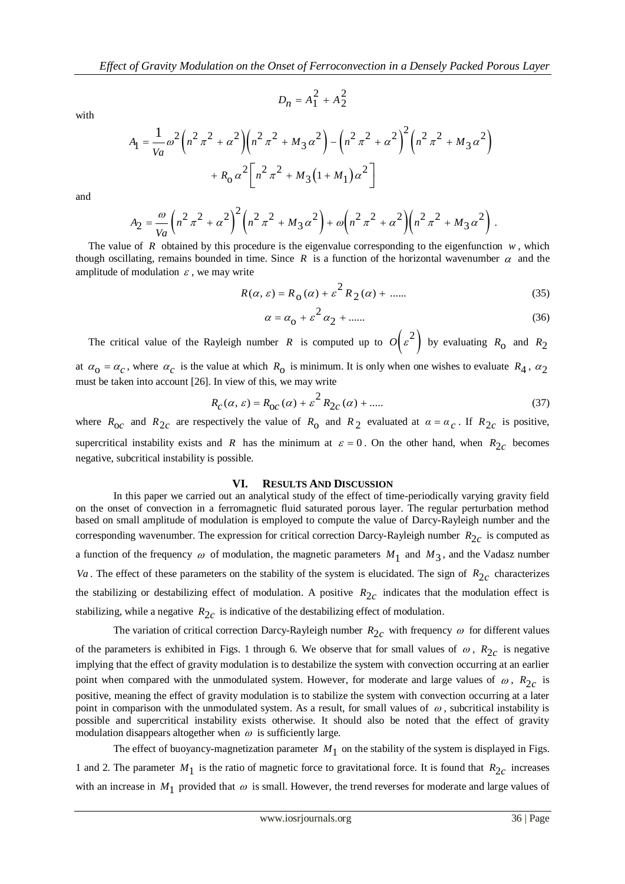$$D_n = A_1^2 + A_2^2$$

with

$$A_1 = \frac{1}{Va}\omega^2\left(n^2\pi^2+\alpha^2\right)\left(n^2\pi^2+M_3\alpha^2\right) - \left(n^2\pi^2+\alpha^2\right)^2\left(n^2\pi^2+M_3\alpha^2\right)$$
$$+ R_0\,\alpha^2\left[n^2\pi^2+M_3\left(1+M_1\right)\alpha^2\right]$$

and

$$A_2 = \frac{\omega}{Va}\left(n^2\pi^2+\alpha^2\right)^2\left(n^2\pi^2+M_3\alpha^2\right) + \omega\left(n^2\pi^2+\alpha^2\right)\left(n^2\pi^2+M_3\alpha^2\right).$$

The value of $R$ obtained by this procedure is the eigenvalue corresponding to the eigenfunction $w$, which though oscillating, remains bounded in time. Since $R$ is a function of the horizontal wavenumber $\alpha$ and the amplitude of modulation $\varepsilon$, we may write

$$R(\alpha, \varepsilon) = R_0(\alpha) + \varepsilon^2 R_2(\alpha) + \ldots\ldots \tag{35}$$

$$\alpha = \alpha_0 + \varepsilon^2\alpha_2 + \ldots\ldots \tag{36}$$

The critical value of the Rayleigh number $R$ is computed up to $O\left(\varepsilon^2\right)$ by evaluating $R_0$ and $R_2$ at $\alpha_0 = \alpha_c$, where $\alpha_c$ is the value at which $R_0$ is minimum. It is only when one wishes to evaluate $R_4$, $\alpha_2$ must be taken into account [26]. In view of this, we may write

$$R_c(\alpha, \varepsilon) = R_{0c}(\alpha) + \varepsilon^2 R_{2c}(\alpha) + \ldots.. \tag{37}$$

where $R_{0c}$ and $R_{2c}$ are respectively the value of $R_0$ and $R_2$ evaluated at $\alpha = \alpha_c$. If $R_{2c}$ is positive, supercritical instability exists and $R$ has the minimum at $\varepsilon = 0$. On the other hand, when $R_{2c}$ becomes negative, subcritical instability is possible.

## VI. Results And Discussion

In this paper we carried out an analytical study of the effect of time-periodically varying gravity field on the onset of convection in a ferromagnetic fluid saturated porous layer. The regular perturbation method based on small amplitude of modulation is employed to compute the value of Darcy-Rayleigh number and the corresponding wavenumber. The expression for critical correction Darcy-Rayleigh number $R_{2c}$ is computed as a function of the frequency $\omega$ of modulation, the magnetic parameters $M_1$ and $M_3$, and the Vadasz number $Va$. The effect of these parameters on the stability of the system is elucidated. The sign of $R_{2c}$ characterizes the stabilizing or destabilizing effect of modulation. A positive $R_{2c}$ indicates that the modulation effect is stabilizing, while a negative $R_{2c}$ is indicative of the destabilizing effect of modulation.

The variation of critical correction Darcy-Rayleigh number $R_{2c}$ with frequency $\omega$ for different values of the parameters is exhibited in Figs. 1 through 6. We observe that for small values of $\omega$, $R_{2c}$ is negative implying that the effect of gravity modulation is to destabilize the system with convection occurring at an earlier point when compared with the unmodulated system. However, for moderate and large values of $\omega$, $R_{2c}$ is positive, meaning the effect of gravity modulation is to stabilize the system with convection occurring at a later point in comparison with the unmodulated system. As a result, for small values of $\omega$, subcritical instability is possible and supercritical instability exists otherwise. It should also be noted that the effect of gravity modulation disappears altogether when $\omega$ is sufficiently large.

The effect of buoyancy-magnetization parameter $M_1$ on the stability of the system is displayed in Figs. 1 and 2. The parameter $M_1$ is the ratio of magnetic force to gravitational force. It is found that $R_{2c}$ increases with an increase in $M_1$ provided that $\omega$ is small. However, the trend reverses for moderate and large values of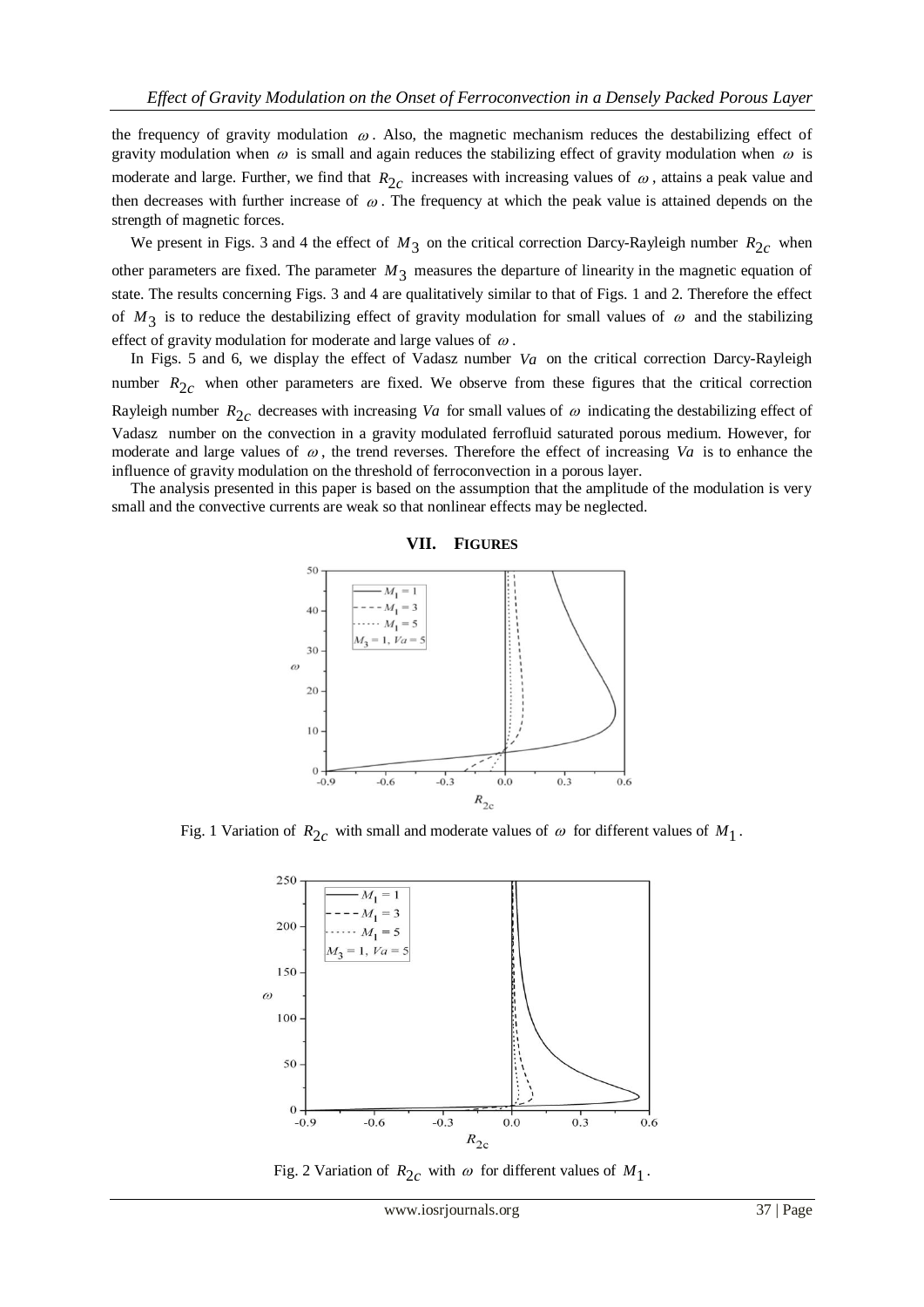the frequency of gravity modulation $\omega$. Also, the magnetic mechanism reduces the destabilizing effect of gravity modulation when $\omega$ is small and again reduces the stabilizing effect of gravity modulation when $\omega$ is moderate and large. Further, we find that $R_{2c}$ increases with increasing values of $\omega$, attains a peak value and then decreases with further increase of $\omega$. The frequency at which the peak value is attained depends on the strength of magnetic forces.

We present in Figs. 3 and 4 the effect of $M_3$ on the critical correction Darcy-Rayleigh number $R_{2c}$ when other parameters are fixed. The parameter $M_3$ measures the departure of linearity in the magnetic equation of state. The results concerning Figs. 3 and 4 are qualitatively similar to that of Figs. 1 and 2. Therefore the effect of $M_3$ is to reduce the destabilizing effect of gravity modulation for small values of $\omega$ and the stabilizing effect of gravity modulation for moderate and large values of $\omega$.

In Figs. 5 and 6, we display the effect of Vadasz number $Va$ on the critical correction Darcy-Rayleigh number $R_{2c}$ when other parameters are fixed. We observe from these figures that the critical correction Rayleigh number $R_{2c}$ decreases with increasing $Va$ for small values of $\omega$ indicating the destabilizing effect of Vadasz number on the convection in a gravity modulated ferrofluid saturated porous medium. However, for moderate and large values of $\omega$, the trend reverses. Therefore the effect of increasing $Va$ is to enhance the influence of gravity modulation on the threshold of ferroconvection in a porous layer.

The analysis presented in this paper is based on the assumption that the amplitude of the modulation is very small and the convective currents are weak so that nonlinear effects may be neglected.

## VII. FIGURES

Fig. 1 Variation of $R_{2c}$ with small and moderate values of $\omega$ for different values of $M_1$.

Fig. 2 Variation of $R_{2c}$ with $\omega$ for different values of $M_1$.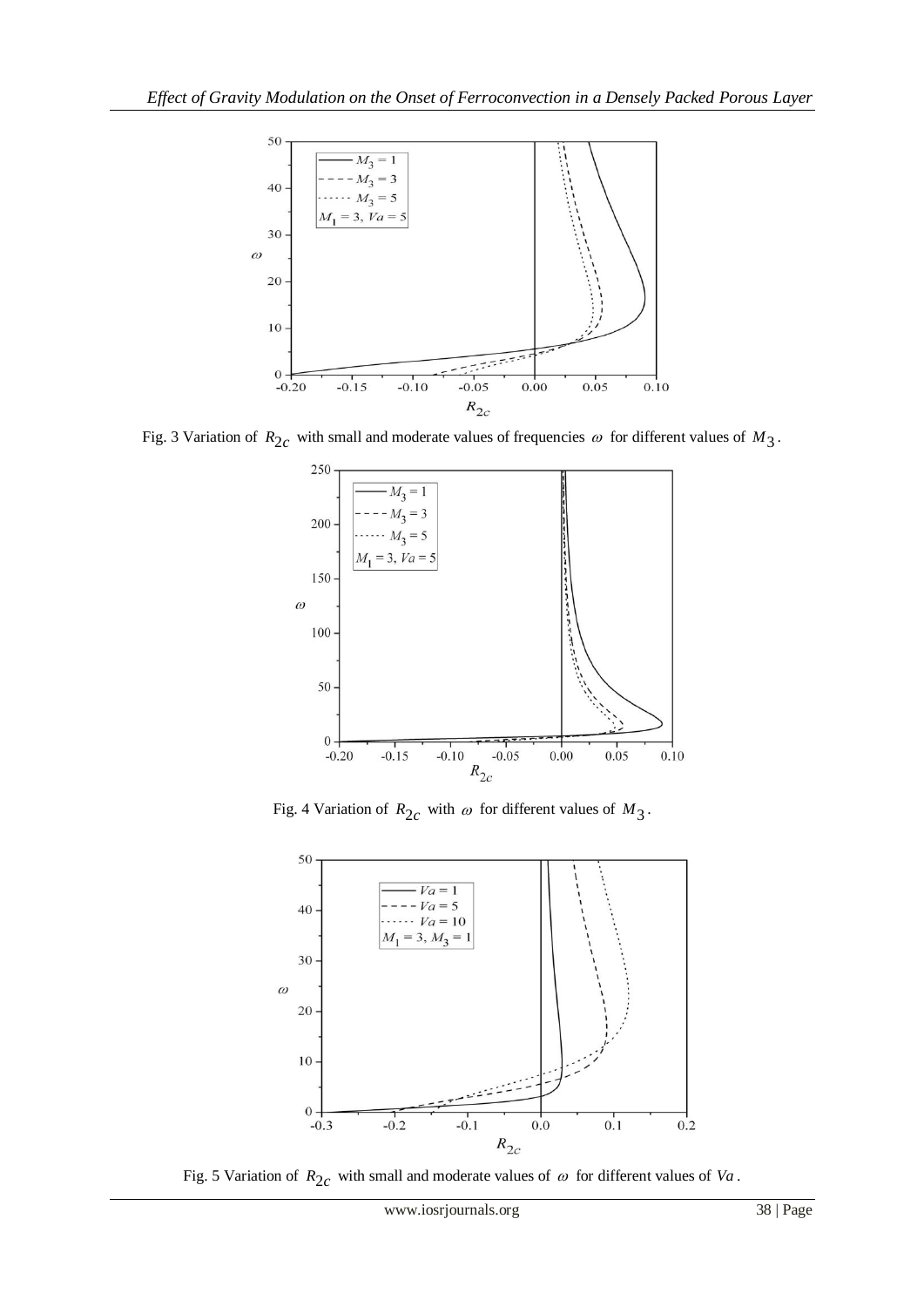Fig. 3 Variation of $R_{2c}$ with small and moderate values of frequencies $\omega$ for different values of $M_3$.

Fig. 4 Variation of $R_{2c}$ with $\omega$ for different values of $M_3$.

Fig. 5 Variation of $R_{2c}$ with small and moderate values of $\omega$ for different values of $Va$.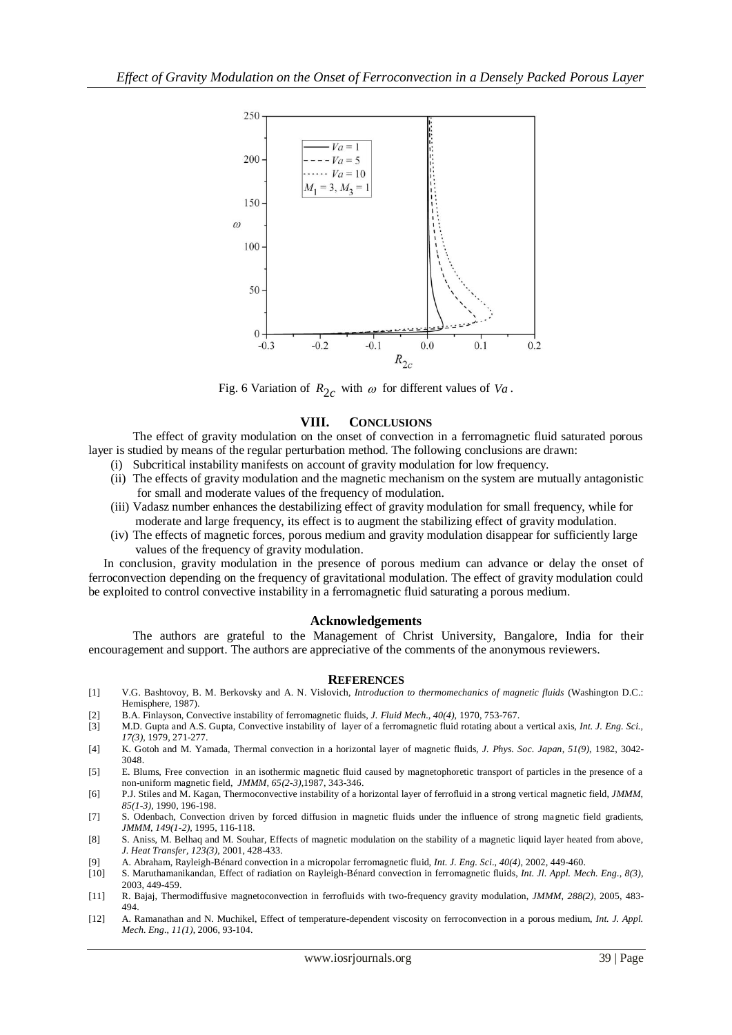Fig. 6 Variation of $R_{2c}$ with $\omega$ for different values of $Va$.

## VIII. CONCLUSIONS

The effect of gravity modulation on the onset of convection in a ferromagnetic fluid saturated porous layer is studied by means of the regular perturbation method. The following conclusions are drawn:

- (i) Subcritical instability manifests on account of gravity modulation for low frequency.
- (ii) The effects of gravity modulation and the magnetic mechanism on the system are mutually antagonistic for small and moderate values of the frequency of modulation.
- (iii) Vadasz number enhances the destabilizing effect of gravity modulation for small frequency, while for moderate and large frequency, its effect is to augment the stabilizing effect of gravity modulation.
- (iv) The effects of magnetic forces, porous medium and gravity modulation disappear for sufficiently large values of the frequency of gravity modulation.

In conclusion, gravity modulation in the presence of porous medium can advance or delay the onset of ferroconvection depending on the frequency of gravitational modulation. The effect of gravity modulation could be exploited to control convective instability in a ferromagnetic fluid saturating a porous medium.

## Acknowledgements

The authors are grateful to the Management of Christ University, Bangalore, India for their encouragement and support. The authors are appreciative of the comments of the anonymous reviewers.

## REFERENCES

[1] V.G. Bashtovoy, B. M. Berkovsky and A. N. Vislovich, *Introduction to thermomechanics of magnetic fluids* (Washington D.C.: Hemisphere, 1987).

[2] B.A. Finlayson, Convective instability of ferromagnetic fluids, *J. Fluid Mech., 40(4),* 1970, 753-767.

[3] M.D. Gupta and A.S. Gupta, Convective instability of layer of a ferromagnetic fluid rotating about a vertical axis, *Int. J. Eng. Sci., 17(3),* 1979, 271-277.

[4] K. Gotoh and M. Yamada, Thermal convection in a horizontal layer of magnetic fluids, *J. Phys. Soc. Japan, 51(9),* 1982, 3042-3048.

[5] E. Blums, Free convection in an isothermic magnetic fluid caused by magnetophoretic transport of particles in the presence of a non-uniform magnetic field, *JMMM, 65(2-3),*1987, 343-346.

[6] P.J. Stiles and M. Kagan, Thermoconvective instability of a horizontal layer of ferrofluid in a strong vertical magnetic field, *JMMM, 85(1-3),* 1990, 196-198.

[7] S. Odenbach, Convection driven by forced diffusion in magnetic fluids under the influence of strong magnetic field gradients, *JMMM, 149(1-2),* 1995, 116-118.

[8] S. Aniss, M. Belhaq and M. Souhar, Effects of magnetic modulation on the stability of a magnetic liquid layer heated from above, *J. Heat Transfer, 123(3),* 2001, 428-433.

[9] A. Abraham, Rayleigh-Bénard convection in a micropolar ferromagnetic fluid, *Int. J. Eng. Sci., 40(4),* 2002, 449-460.

[10] S. Maruthamanikandan, Effect of radiation on Rayleigh-Bénard convection in ferromagnetic fluids, *Int. Jl. Appl. Mech. Eng., 8(3),* 2003, 449-459.

[11] R. Bajaj, Thermodiffusive magnetoconvection in ferrofluids with two-frequency gravity modulation, *JMMM, 288(2),* 2005, 483-494.

[12] A. Ramanathan and N. Muchikel, Effect of temperature-dependent viscosity on ferroconvection in a porous medium, *Int. J. Appl. Mech. Eng., 11(1),* 2006, 93-104.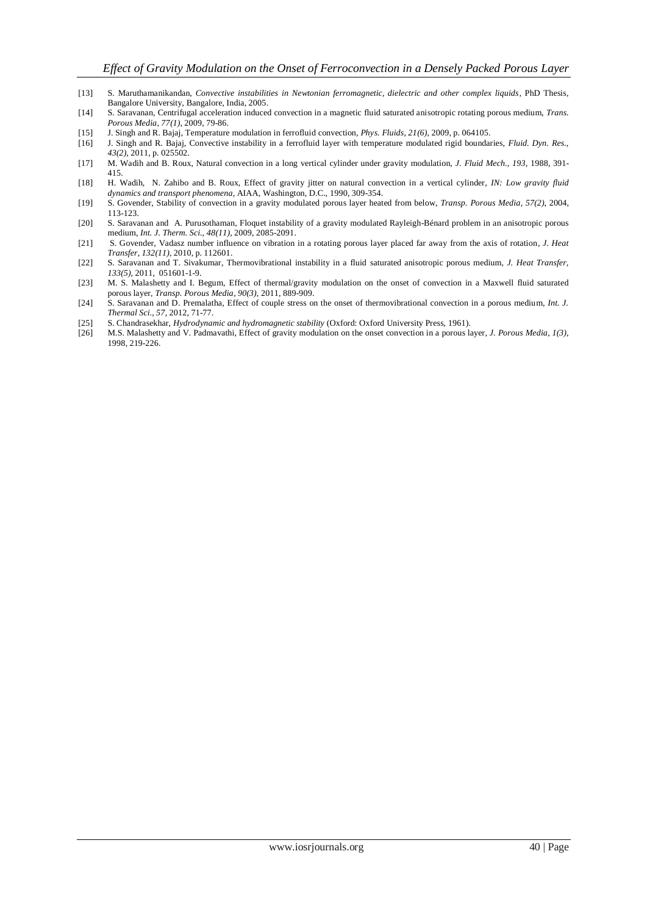[13] S. Maruthamanikandan, *Convective instabilities in Newtonian ferromagnetic, dielectric and other complex liquids*, PhD Thesis, Bangalore University, Bangalore, India, 2005.

[14] S. Saravanan, Centrifugal acceleration induced convection in a magnetic fluid saturated anisotropic rotating porous medium, *Trans. Porous Media, 77(1)*, 2009, 79-86.

[15] J. Singh and R. Bajaj, Temperature modulation in ferrofluid convection, *Phys. Fluids, 21(6)*, 2009, p. 064105.

[16] J. Singh and R. Bajaj, Convective instability in a ferrofluid layer with temperature modulated rigid boundaries, *Fluid. Dyn. Res., 43(2)*, 2011, p. 025502.

[17] M. Wadih and B. Roux, Natural convection in a long vertical cylinder under gravity modulation, *J. Fluid Mech., 193*, 1988, 391-415.

[18] H. Wadih, N. Zahibo and B. Roux, Effect of gravity jitter on natural convection in a vertical cylinder, *IN: Low gravity fluid dynamics and transport phenomena*, AIAA, Washington, D.C., 1990, 309-354.

[19] S. Govender, Stability of convection in a gravity modulated porous layer heated from below, *Transp. Porous Media, 57(2)*, 2004, 113-123.

[20] S. Saravanan and A. Purusothaman, Floquet instability of a gravity modulated Rayleigh-Bénard problem in an anisotropic porous medium, *Int. J. Therm. Sci., 48(11)*, 2009, 2085-2091.

[21] S. Govender, Vadasz number influence on vibration in a rotating porous layer placed far away from the axis of rotation, *J. Heat Transfer, 132(11)*, 2010, p. 112601.

[22] S. Saravanan and T. Sivakumar, Thermovibrational instability in a fluid saturated anisotropic porous medium, *J. Heat Transfer, 133(5)*, 2011, 051601-1-9.

[23] M. S. Malashetty and I. Begum, Effect of thermal/gravity modulation on the onset of convection in a Maxwell fluid saturated porous layer, *Transp. Porous Media, 90(3)*, 2011, 889-909.

[24] S. Saravanan and D. Premalatha, Effect of couple stress on the onset of thermovibrational convection in a porous medium, *Int. J. Thermal Sci., 57*, 2012, 71-77.

[25] S. Chandrasekhar, *Hydrodynamic and hydromagnetic stability* (Oxford: Oxford University Press, 1961).

[26] M.S. Malashetty and V. Padmavathi, Effect of gravity modulation on the onset convection in a porous layer, *J. Porous Media, 1(3)*, 1998, 219-226.